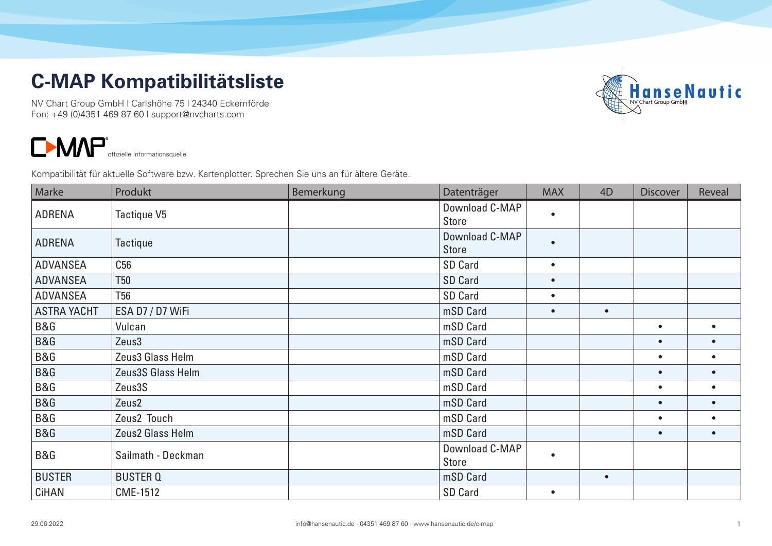# C-MAP Kompatibilitätsliste

NV Chart Group GmbH | Carlshöhe 75 | 24340 Eckernförde
Fon: +49 (0)4351 469 87 60 | support@nvcharts.com

HanseNautic NV Chart Group GmbH

C-MAP offizielle Informationsquelle

Kompatibilität für aktuelle Software bzw. Kartenplotter. Sprechen Sie uns an für ältere Geräte.

| Marke | Produkt | Bemerkung | Datenträger | MAX | 4D | Discover | Reveal |
|---|---|---|---|---|---|---|---|
| ADRENA | Tactique V5 | | Download C-MAP Store | • | | | |
| ADRENA | Tactique | | Download C-MAP Store | • | | | |
| ADVANSEA | C56 | | SD Card | • | | | |
| ADVANSEA | T50 | | SD Card | • | | | |
| ADVANSEA | T56 | | SD Card | • | | | |
| ASTRA YACHT | ESA D7 / D7 WiFi | | mSD Card | • | • | | |
| B&G | Vulcan | | mSD Card | | | • | • |
| B&G | Zeus3 | | mSD Card | | | • | • |
| B&G | Zeus3 Glass Helm | | mSD Card | | | • | • |
| B&G | Zeus3S Glass Helm | | mSD Card | | | • | • |
| B&G | Zeus3S | | mSD Card | | | • | • |
| B&G | Zeus2 | | mSD Card | | | • | • |
| B&G | Zeus2 Touch | | mSD Card | | | • | • |
| B&G | Zeus2 Glass Helm | | mSD Card | | | • | • |
| B&G | Sailmath - Deckman | | Download C-MAP Store | • | | | |
| BUSTER | BUSTER Q | | mSD Card | | • | | |
| CiHAN | CME-1512 | | SD Card | • | | | |

29.06.2022 info@hansenautic.de · 04351 469 87 60 · www.hansenautic.de/c-map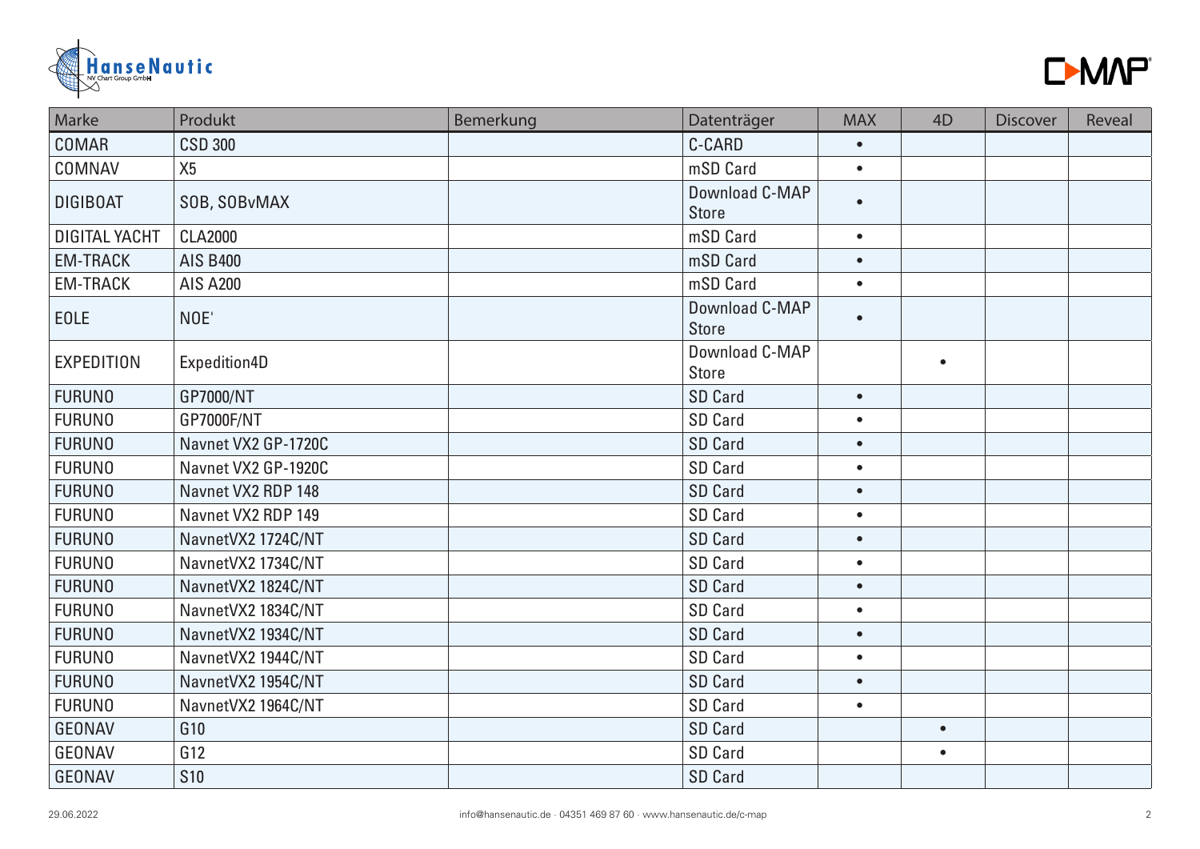| Marke | Produkt | Bemerkung | Datenträger | MAX | 4D | Discover | Reveal |
|---|---|---|---|---|---|---|---|
| COMAR | CSD 300 | | C-CARD | • | | | |
| COMNAV | X5 | | mSD Card | • | | | |
| DIGIBOAT | SOB, SOBvMAX | | Download C-MAP Store | • | | | |
| DIGITAL YACHT | CLA2000 | | mSD Card | • | | | |
| EM-TRACK | AIS B400 | | mSD Card | • | | | |
| EM-TRACK | AIS A200 | | mSD Card | • | | | |
| EOLE | NOE' | | Download C-MAP Store | • | | | |
| EXPEDITION | Expedition4D | | Download C-MAP Store | | • | | |
| FURUNO | GP7000/NT | | SD Card | • | | | |
| FURUNO | GP7000F/NT | | SD Card | • | | | |
| FURUNO | Navnet VX2 GP-1720C | | SD Card | • | | | |
| FURUNO | Navnet VX2 GP-1920C | | SD Card | • | | | |
| FURUNO | Navnet VX2 RDP 148 | | SD Card | • | | | |
| FURUNO | Navnet VX2 RDP 149 | | SD Card | • | | | |
| FURUNO | NavnetVX2 1724C/NT | | SD Card | • | | | |
| FURUNO | NavnetVX2 1734C/NT | | SD Card | • | | | |
| FURUNO | NavnetVX2 1824C/NT | | SD Card | • | | | |
| FURUNO | NavnetVX2 1834C/NT | | SD Card | • | | | |
| FURUNO | NavnetVX2 1934C/NT | | SD Card | • | | | |
| FURUNO | NavnetVX2 1944C/NT | | SD Card | • | | | |
| FURUNO | NavnetVX2 1954C/NT | | SD Card | • | | | |
| FURUNO | NavnetVX2 1964C/NT | | SD Card | • | | | |
| GEONAV | G10 | | SD Card | | • | | |
| GEONAV | G12 | | SD Card | | • | | |
| GEONAV | S10 | | SD Card | | | | |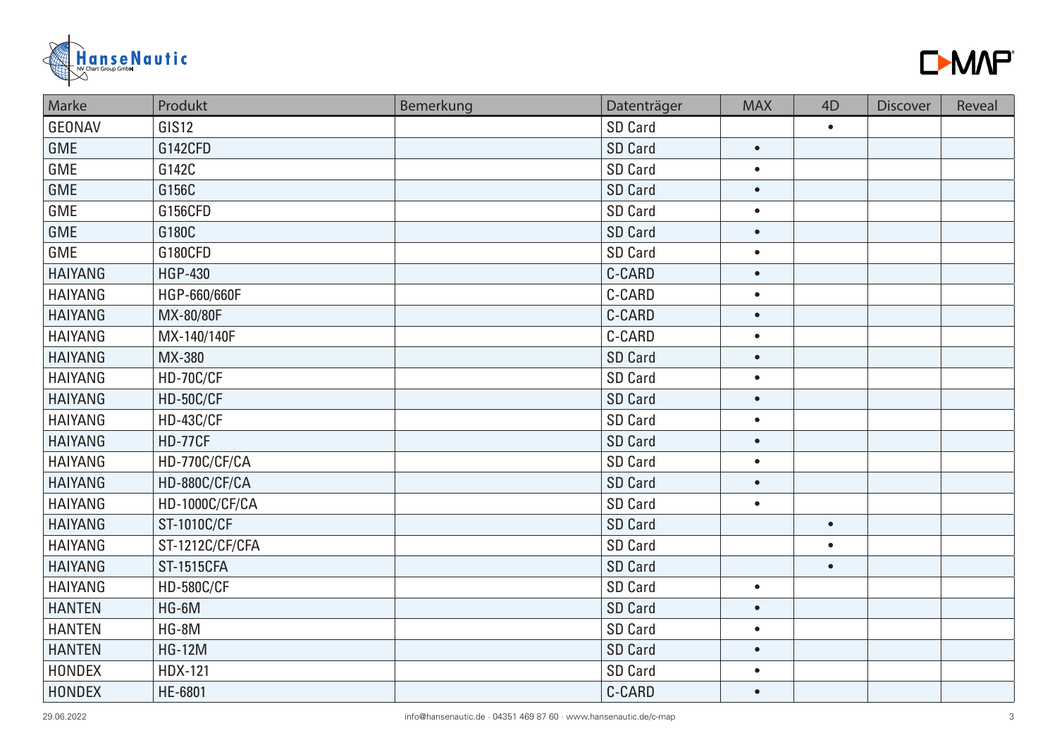| Marke | Produkt | Bemerkung | Datenträger | MAX | 4D | Discover | Reveal |
|---|---|---|---|---|---|---|---|
| GEONAV | GIS12 | | SD Card | | • | | |
| GME | G142CFD | | SD Card | • | | | |
| GME | G142C | | SD Card | • | | | |
| GME | G156C | | SD Card | • | | | |
| GME | G156CFD | | SD Card | • | | | |
| GME | G180C | | SD Card | • | | | |
| GME | G180CFD | | SD Card | • | | | |
| HAIYANG | HGP-430 | | C-CARD | • | | | |
| HAIYANG | HGP-660/660F | | C-CARD | • | | | |
| HAIYANG | MX-80/80F | | C-CARD | • | | | |
| HAIYANG | MX-140/140F | | C-CARD | • | | | |
| HAIYANG | MX-380 | | SD Card | • | | | |
| HAIYANG | HD-70C/CF | | SD Card | • | | | |
| HAIYANG | HD-50C/CF | | SD Card | • | | | |
| HAIYANG | HD-43C/CF | | SD Card | • | | | |
| HAIYANG | HD-77CF | | SD Card | • | | | |
| HAIYANG | HD-770C/CF/CA | | SD Card | • | | | |
| HAIYANG | HD-880C/CF/CA | | SD Card | • | | | |
| HAIYANG | HD-1000C/CF/CA | | SD Card | • | | | |
| HAIYANG | ST-1010C/CF | | SD Card | | • | | |
| HAIYANG | ST-1212C/CF/CFA | | SD Card | | • | | |
| HAIYANG | ST-1515CFA | | SD Card | | • | | |
| HAIYANG | HD-580C/CF | | SD Card | • | | | |
| HANTEN | HG-6M | | SD Card | • | | | |
| HANTEN | HG-8M | | SD Card | • | | | |
| HANTEN | HG-12M | | SD Card | • | | | |
| HONDEX | HDX-121 | | SD Card | • | | | |
| HONDEX | HE-6801 | | C-CARD | • | | | |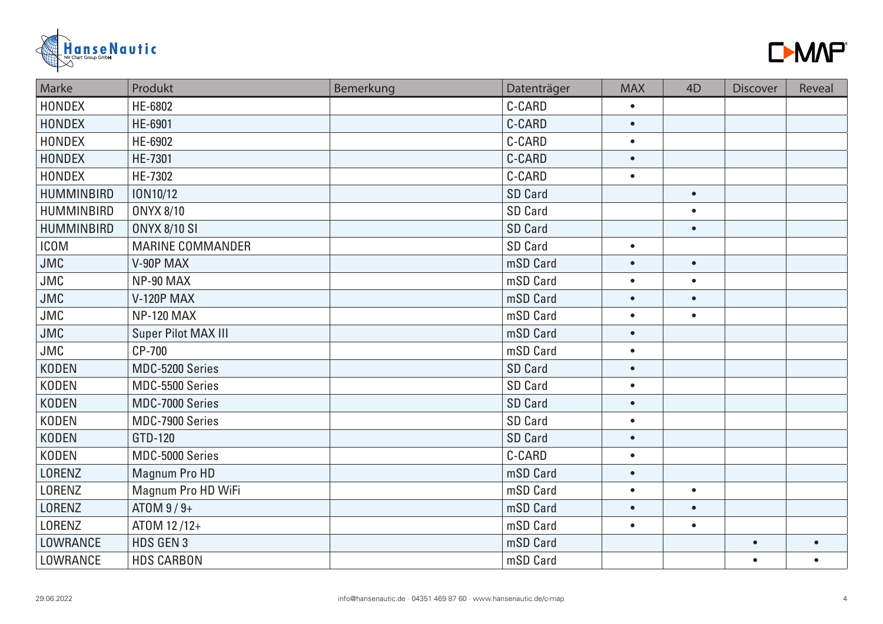| Marke | Produkt | Bemerkung | Datenträger | MAX | 4D | Discover | Reveal |
|---|---|---|---|---|---|---|---|
| HONDEX | HE-6802 | | C-CARD | • | | | |
| HONDEX | HE-6901 | | C-CARD | • | | | |
| HONDEX | HE-6902 | | C-CARD | • | | | |
| HONDEX | HE-7301 | | C-CARD | • | | | |
| HONDEX | HE-7302 | | C-CARD | • | | | |
| HUMMINBIRD | ION10/12 | | SD Card | | • | | |
| HUMMINBIRD | ONYX 8/10 | | SD Card | | • | | |
| HUMMINBIRD | ONYX 8/10 SI | | SD Card | | • | | |
| ICOM | MARINE COMMANDER | | SD Card | • | | | |
| JMC | V-90P MAX | | mSD Card | • | • | | |
| JMC | NP-90 MAX | | mSD Card | • | • | | |
| JMC | V-120P MAX | | mSD Card | • | • | | |
| JMC | NP-120 MAX | | mSD Card | • | • | | |
| JMC | Super Pilot MAX III | | mSD Card | • | | | |
| JMC | CP-700 | | mSD Card | • | | | |
| KODEN | MDC-5200 Series | | SD Card | • | | | |
| KODEN | MDC-5500 Series | | SD Card | • | | | |
| KODEN | MDC-7000 Series | | SD Card | • | | | |
| KODEN | MDC-7900 Series | | SD Card | • | | | |
| KODEN | GTD-120 | | SD Card | • | | | |
| KODEN | MDC-5000 Series | | C-CARD | • | | | |
| LORENZ | Magnum Pro HD | | mSD Card | • | | | |
| LORENZ | Magnum Pro HD WiFi | | mSD Card | • | • | | |
| LORENZ | ATOM 9 / 9+ | | mSD Card | • | • | | |
| LORENZ | ATOM 12 /12+ | | mSD Card | • | • | | |
| LOWRANCE | HDS GEN 3 | | mSD Card | | | • | • |
| LOWRANCE | HDS CARBON | | mSD Card | | | • | • |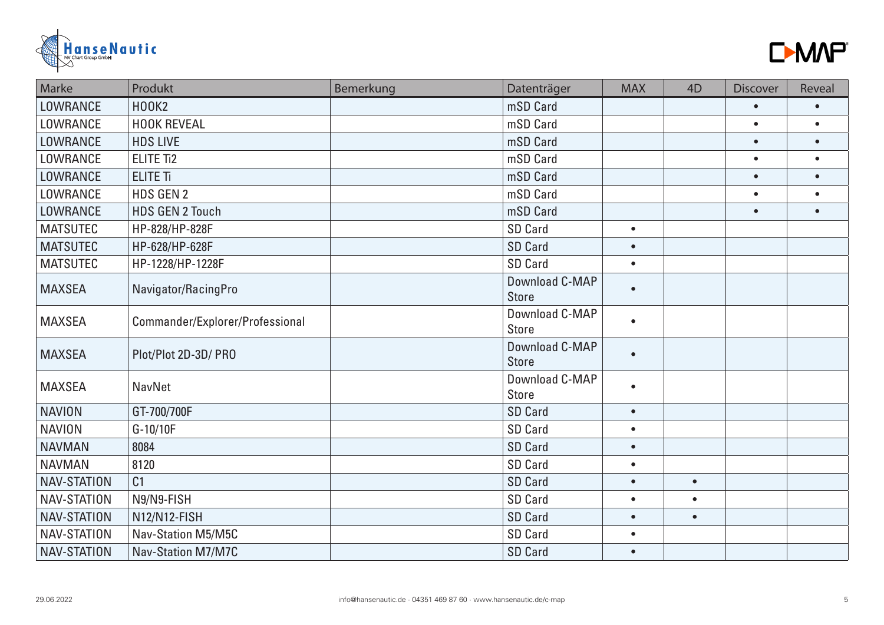| Marke | Produkt | Bemerkung | Datenträger | MAX | 4D | Discover | Reveal |
|---|---|---|---|---|---|---|---|
| LOWRANCE | HOOK2 | | mSD Card | | | • | • |
| LOWRANCE | HOOK REVEAL | | mSD Card | | | • | • |
| LOWRANCE | HDS LIVE | | mSD Card | | | • | • |
| LOWRANCE | ELITE Ti2 | | mSD Card | | | • | • |
| LOWRANCE | ELITE Ti | | mSD Card | | | • | • |
| LOWRANCE | HDS GEN 2 | | mSD Card | | | • | • |
| LOWRANCE | HDS GEN 2 Touch | | mSD Card | | | • | • |
| MATSUTEC | HP-828/HP-828F | | SD Card | • | | | |
| MATSUTEC | HP-628/HP-628F | | SD Card | • | | | |
| MATSUTEC | HP-1228/HP-1228F | | SD Card | • | | | |
| MAXSEA | Navigator/RacingPro | | Download C-MAP Store | • | | | |
| MAXSEA | Commander/Explorer/Professional | | Download C-MAP Store | • | | | |
| MAXSEA | Plot/Plot 2D-3D/ PRO | | Download C-MAP Store | • | | | |
| MAXSEA | NavNet | | Download C-MAP Store | • | | | |
| NAVION | GT-700/700F | | SD Card | • | | | |
| NAVION | G-10/10F | | SD Card | • | | | |
| NAVMAN | 8084 | | SD Card | • | | | |
| NAVMAN | 8120 | | SD Card | • | | | |
| NAV-STATION | C1 | | SD Card | • | • | | |
| NAV-STATION | N9/N9-FISH | | SD Card | • | • | | |
| NAV-STATION | N12/N12-FISH | | SD Card | • | • | | |
| NAV-STATION | Nav-Station M5/M5C | | SD Card | • | | | |
| NAV-STATION | Nav-Station M7/M7C | | SD Card | • | | | |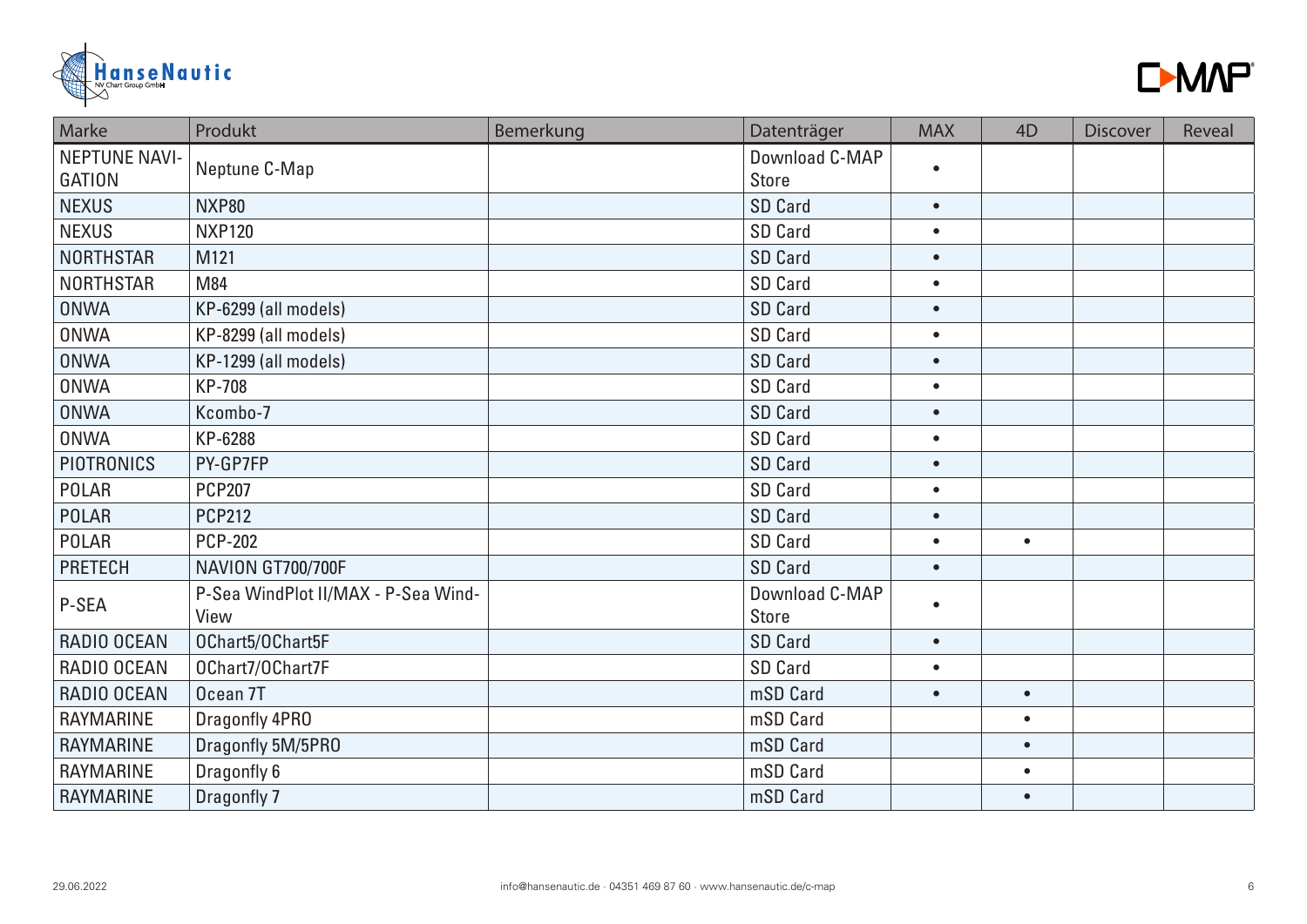| Marke | Produkt | Bemerkung | Datenträger | MAX | 4D | Discover | Reveal |
|---|---|---|---|---|---|---|---|
| NEPTUNE NAVIGATION | Neptune C-Map | | Download C-MAP Store | • | | | |
| NEXUS | NXP80 | | SD Card | • | | | |
| NEXUS | NXP120 | | SD Card | • | | | |
| NORTHSTAR | M121 | | SD Card | • | | | |
| NORTHSTAR | M84 | | SD Card | • | | | |
| ONWA | KP-6299 (all models) | | SD Card | • | | | |
| ONWA | KP-8299 (all models) | | SD Card | • | | | |
| ONWA | KP-1299 (all models) | | SD Card | • | | | |
| ONWA | KP-708 | | SD Card | • | | | |
| ONWA | Kcombo-7 | | SD Card | • | | | |
| ONWA | KP-6288 | | SD Card | • | | | |
| PIOTRONICS | PY-GP7FP | | SD Card | • | | | |
| POLAR | PCP207 | | SD Card | • | | | |
| POLAR | PCP212 | | SD Card | • | | | |
| POLAR | PCP-202 | | SD Card | • | • | | |
| PRETECH | NAVION GT700/700F | | SD Card | • | | | |
| P-SEA | P-Sea WindPlot II/MAX - P-Sea Wind-View | | Download C-MAP Store | • | | | |
| RADIO OCEAN | OChart5/OChart5F | | SD Card | • | | | |
| RADIO OCEAN | OChart7/OChart7F | | SD Card | • | | | |
| RADIO OCEAN | Ocean 7T | | mSD Card | • | • | | |
| RAYMARINE | Dragonfly 4PRO | | mSD Card | | • | | |
| RAYMARINE | Dragonfly 5M/5PRO | | mSD Card | | • | | |
| RAYMARINE | Dragonfly 6 | | mSD Card | | • | | |
| RAYMARINE | Dragonfly 7 | | mSD Card | | • | | |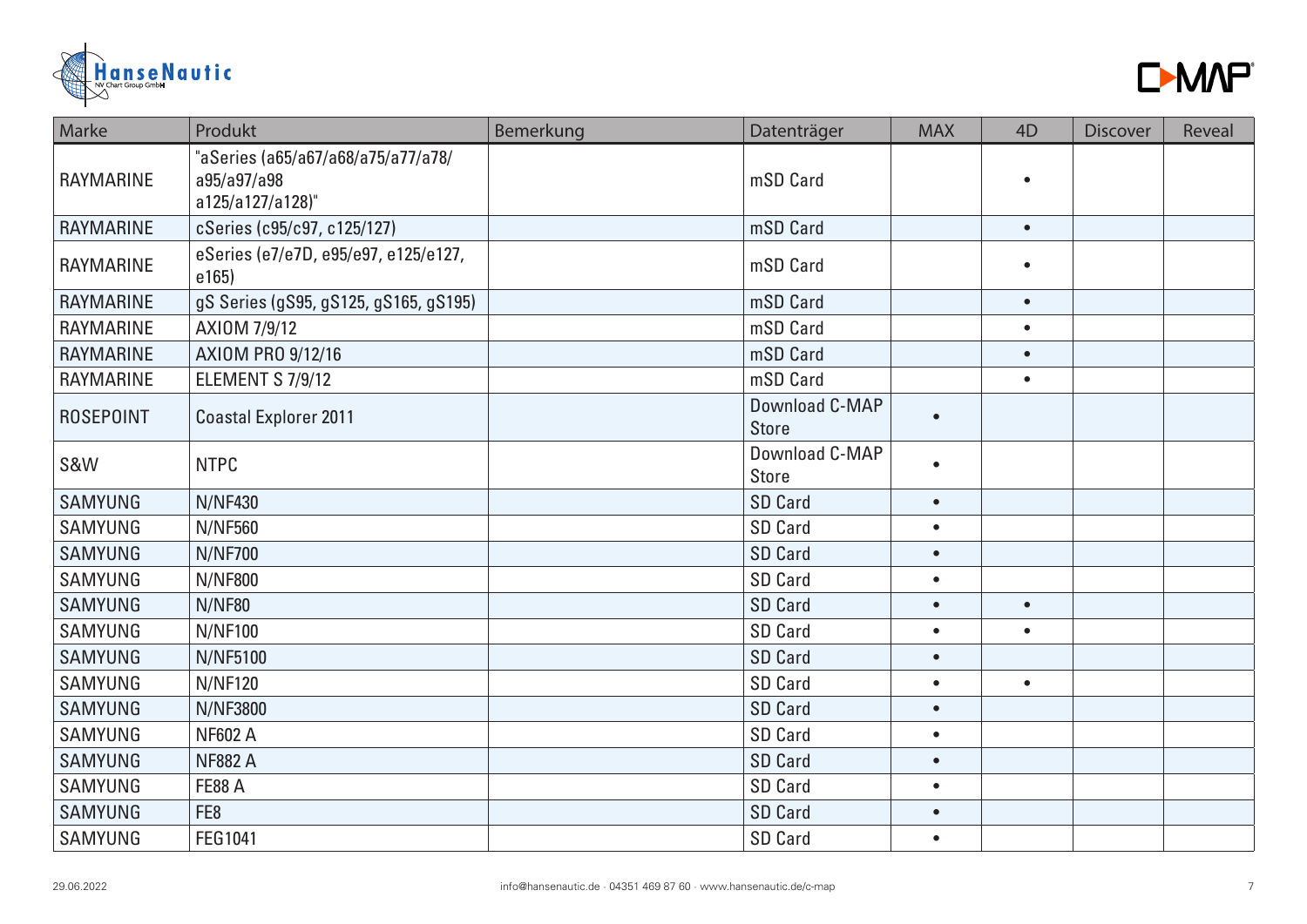| Marke | Produkt | Bemerkung | Datenträger | MAX | 4D | Discover | Reveal |
|---|---|---|---|---|---|---|---|
| RAYMARINE | "aSeries (a65/a67/a68/a75/a77/a78/ a95/a97/a98 a125/a127/a128)" | | mSD Card | | • | | |
| RAYMARINE | cSeries (c95/c97, c125/127) | | mSD Card | | • | | |
| RAYMARINE | eSeries (e7/e7D, e95/e97, e125/e127, e165) | | mSD Card | | • | | |
| RAYMARINE | gS Series (gS95, gS125, gS165, gS195) | | mSD Card | | • | | |
| RAYMARINE | AXIOM 7/9/12 | | mSD Card | | • | | |
| RAYMARINE | AXIOM PRO 9/12/16 | | mSD Card | | • | | |
| RAYMARINE | ELEMENT S 7/9/12 | | mSD Card | | • | | |
| ROSEPOINT | Coastal Explorer 2011 | | Download C-MAP Store | • | | | |
| S&W | NTPC | | Download C-MAP Store | • | | | |
| SAMYUNG | N/NF430 | | SD Card | • | | | |
| SAMYUNG | N/NF560 | | SD Card | • | | | |
| SAMYUNG | N/NF700 | | SD Card | • | | | |
| SAMYUNG | N/NF800 | | SD Card | • | | | |
| SAMYUNG | N/NF80 | | SD Card | • | • | | |
| SAMYUNG | N/NF100 | | SD Card | • | • | | |
| SAMYUNG | N/NF5100 | | SD Card | • | | | |
| SAMYUNG | N/NF120 | | SD Card | • | • | | |
| SAMYUNG | N/NF3800 | | SD Card | • | | | |
| SAMYUNG | NF602 A | | SD Card | • | | | |
| SAMYUNG | NF882 A | | SD Card | • | | | |
| SAMYUNG | FE88 A | | SD Card | • | | | |
| SAMYUNG | FE8 | | SD Card | • | | | |
| SAMYUNG | FEG1041 | | SD Card | • | | | |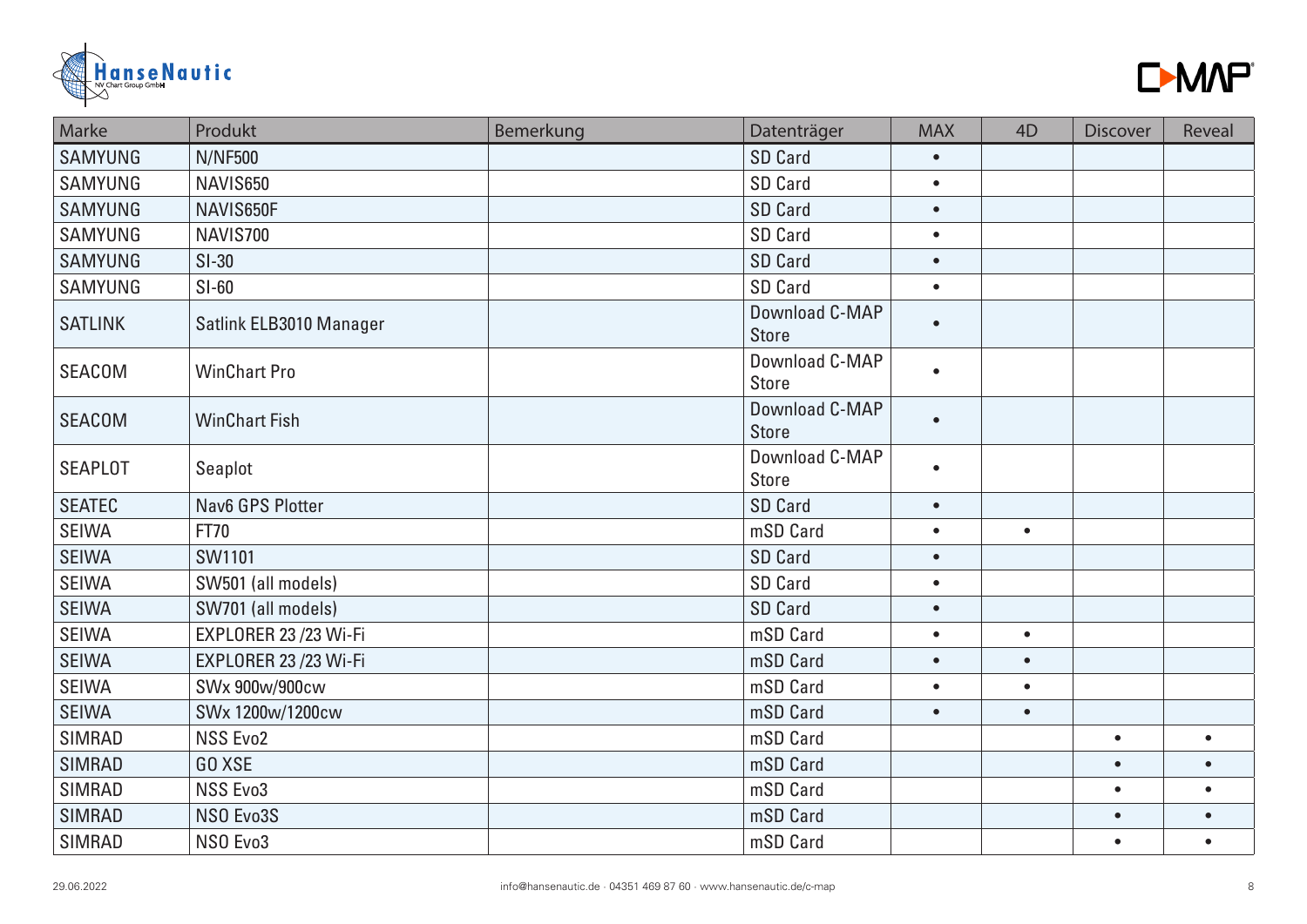| Marke | Produkt | Bemerkung | Datenträger | MAX | 4D | Discover | Reveal |
|---|---|---|---|---|---|---|---|
| SAMYUNG | N/NF500 | | SD Card | • | | | |
| SAMYUNG | NAVIS650 | | SD Card | • | | | |
| SAMYUNG | NAVIS650F | | SD Card | • | | | |
| SAMYUNG | NAVIS700 | | SD Card | • | | | |
| SAMYUNG | SI-30 | | SD Card | • | | | |
| SAMYUNG | SI-60 | | SD Card | • | | | |
| SATLINK | Satlink ELB3010 Manager | | Download C-MAP Store | • | | | |
| SEACOM | WinChart Pro | | Download C-MAP Store | • | | | |
| SEACOM | WinChart Fish | | Download C-MAP Store | • | | | |
| SEAPLOT | Seaplot | | Download C-MAP Store | • | | | |
| SEATEC | Nav6 GPS Plotter | | SD Card | • | | | |
| SEIWA | FT70 | | mSD Card | • | • | | |
| SEIWA | SW1101 | | SD Card | • | | | |
| SEIWA | SW501 (all models) | | SD Card | • | | | |
| SEIWA | SW701 (all models) | | SD Card | • | | | |
| SEIWA | EXPLORER 23 /23 Wi-Fi | | mSD Card | • | • | | |
| SEIWA | EXPLORER 23 /23 Wi-Fi | | mSD Card | • | • | | |
| SEIWA | SWx 900w/900cw | | mSD Card | • | • | | |
| SEIWA | SWx 1200w/1200cw | | mSD Card | • | • | | |
| SIMRAD | NSS Evo2 | | mSD Card | | | • | • |
| SIMRAD | GO XSE | | mSD Card | | | • | • |
| SIMRAD | NSS Evo3 | | mSD Card | | | • | • |
| SIMRAD | NSO Evo3S | | mSD Card | | | • | • |
| SIMRAD | NSO Evo3 | | mSD Card | | | • | • |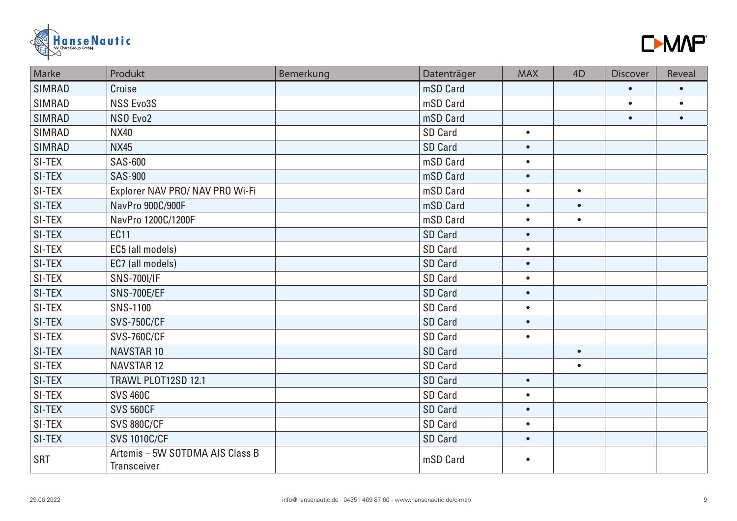| Marke | Produkt | Bemerkung | Datenträger | MAX | 4D | Discover | Reveal |
|---|---|---|---|---|---|---|---|
| SIMRAD | Cruise | | mSD Card | | | • | • |
| SIMRAD | NSS Evo3S | | mSD Card | | | • | • |
| SIMRAD | NSO Evo2 | | mSD Card | | | • | • |
| SIMRAD | NX40 | | SD Card | • | | | |
| SIMRAD | NX45 | | SD Card | • | | | |
| SI-TEX | SAS-600 | | mSD Card | • | | | |
| SI-TEX | SAS-900 | | mSD Card | • | | | |
| SI-TEX | Explorer NAV PRO/ NAV PRO Wi-Fi | | mSD Card | • | • | | |
| SI-TEX | NavPro 900C/900F | | mSD Card | • | • | | |
| SI-TEX | NavPro 1200C/1200F | | mSD Card | • | • | | |
| SI-TEX | EC11 | | SD Card | • | | | |
| SI-TEX | EC5 (all models) | | SD Card | • | | | |
| SI-TEX | EC7 (all models) | | SD Card | • | | | |
| SI-TEX | SNS-700I/IF | | SD Card | • | | | |
| SI-TEX | SNS-700E/EF | | SD Card | • | | | |
| SI-TEX | SNS-1100 | | SD Card | • | | | |
| SI-TEX | SVS-750C/CF | | SD Card | • | | | |
| SI-TEX | SVS-760C/CF | | SD Card | • | | | |
| SI-TEX | NAVSTAR 10 | | SD Card | | • | | |
| SI-TEX | NAVSTAR 12 | | SD Card | | • | | |
| SI-TEX | TRAWL PLOT12SD 12.1 | | SD Card | • | | | |
| SI-TEX | SVS 460C | | SD Card | • | | | |
| SI-TEX | SVS 560CF | | SD Card | • | | | |
| SI-TEX | SVS 880C/CF | | SD Card | • | | | |
| SI-TEX | SVS 1010C/CF | | SD Card | • | | | |
| SRT | Artemis – 5W SOTDMA AIS Class B Transceiver | | mSD Card | • | | | |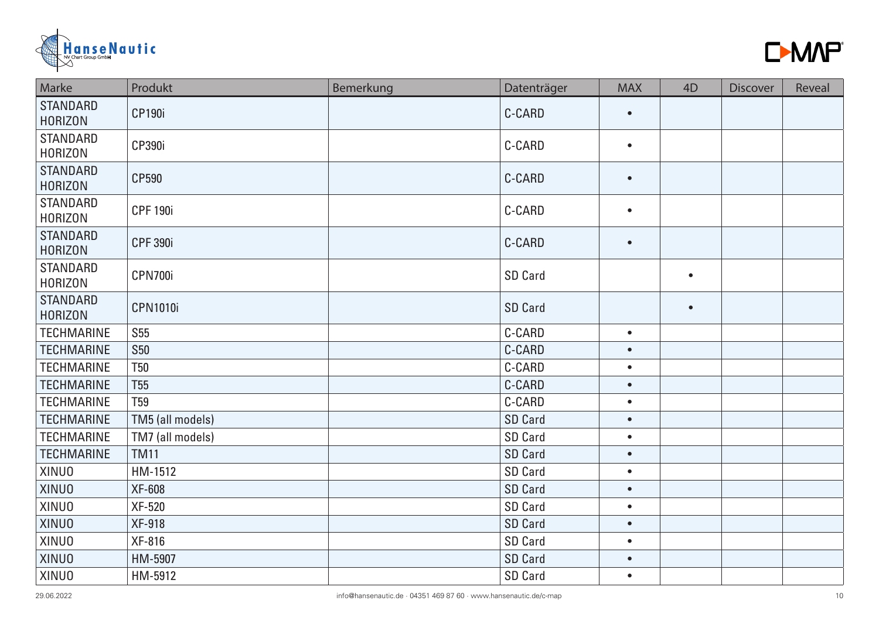| Marke | Produkt | Bemerkung | Datenträger | MAX | 4D | Discover | Reveal |
|---|---|---|---|---|---|---|---|
| STANDARD HORIZON | CP190i | | C-CARD | • | | | |
| STANDARD HORIZON | CP390i | | C-CARD | • | | | |
| STANDARD HORIZON | CP590 | | C-CARD | • | | | |
| STANDARD HORIZON | CPF 190i | | C-CARD | • | | | |
| STANDARD HORIZON | CPF 390i | | C-CARD | • | | | |
| STANDARD HORIZON | CPN700i | | SD Card | | • | | |
| STANDARD HORIZON | CPN1010i | | SD Card | | • | | |
| TECHMARINE | S55 | | C-CARD | • | | | |
| TECHMARINE | S50 | | C-CARD | • | | | |
| TECHMARINE | T50 | | C-CARD | • | | | |
| TECHMARINE | T55 | | C-CARD | • | | | |
| TECHMARINE | T59 | | C-CARD | • | | | |
| TECHMARINE | TM5 (all models) | | SD Card | • | | | |
| TECHMARINE | TM7 (all models) | | SD Card | • | | | |
| TECHMARINE | TM11 | | SD Card | • | | | |
| XINUO | HM-1512 | | SD Card | • | | | |
| XINUO | XF-608 | | SD Card | • | | | |
| XINUO | XF-520 | | SD Card | • | | | |
| XINUO | XF-918 | | SD Card | • | | | |
| XINUO | XF-816 | | SD Card | • | | | |
| XINUO | HM-5907 | | SD Card | • | | | |
| XINUO | HM-5912 | | SD Card | • | | | |

29.06.2022

info@hansenautic.de · 04351 469 87 60 · www.hansenautic.de/c-map